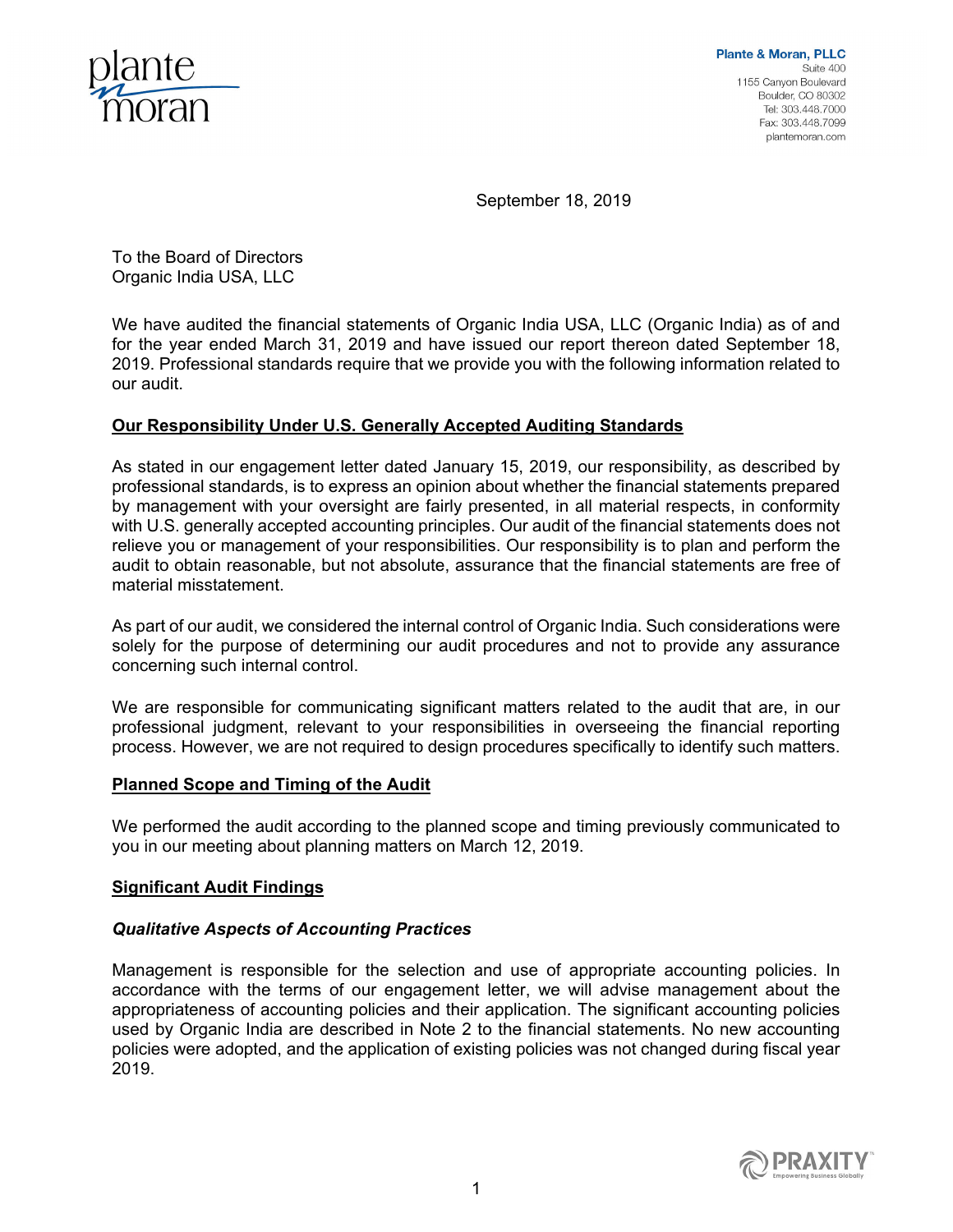plante moran

**Plante & Moran, PLLC**
Suite 400
1155 Canyon Boulevard
Boulder, CO 80302
Tel: 303.448.7000
Fax: 303.448.7099
plantemoran.com

September 18, 2019

To the Board of Directors
Organic India USA, LLC

We have audited the financial statements of Organic India USA, LLC (Organic India) as of and for the year ended March 31, 2019 and have issued our report thereon dated September 18, 2019. Professional standards require that we provide you with the following information related to our audit.

**Our Responsibility Under U.S. Generally Accepted Auditing Standards**

As stated in our engagement letter dated January 15, 2019, our responsibility, as described by professional standards, is to express an opinion about whether the financial statements prepared by management with your oversight are fairly presented, in all material respects, in conformity with U.S. generally accepted accounting principles. Our audit of the financial statements does not relieve you or management of your responsibilities. Our responsibility is to plan and perform the audit to obtain reasonable, but not absolute, assurance that the financial statements are free of material misstatement.

As part of our audit, we considered the internal control of Organic India. Such considerations were solely for the purpose of determining our audit procedures and not to provide any assurance concerning such internal control.

We are responsible for communicating significant matters related to the audit that are, in our professional judgment, relevant to your responsibilities in overseeing the financial reporting process. However, we are not required to design procedures specifically to identify such matters.

**Planned Scope and Timing of the Audit**

We performed the audit according to the planned scope and timing previously communicated to you in our meeting about planning matters on March 12, 2019.

**Significant Audit Findings**

***Qualitative Aspects of Accounting Practices***

Management is responsible for the selection and use of appropriate accounting policies. In accordance with the terms of our engagement letter, we will advise management about the appropriateness of accounting policies and their application. The significant accounting policies used by Organic India are described in Note 2 to the financial statements. No new accounting policies were adopted, and the application of existing policies was not changed during fiscal year 2019.

PRAXITY Empowering Business Globally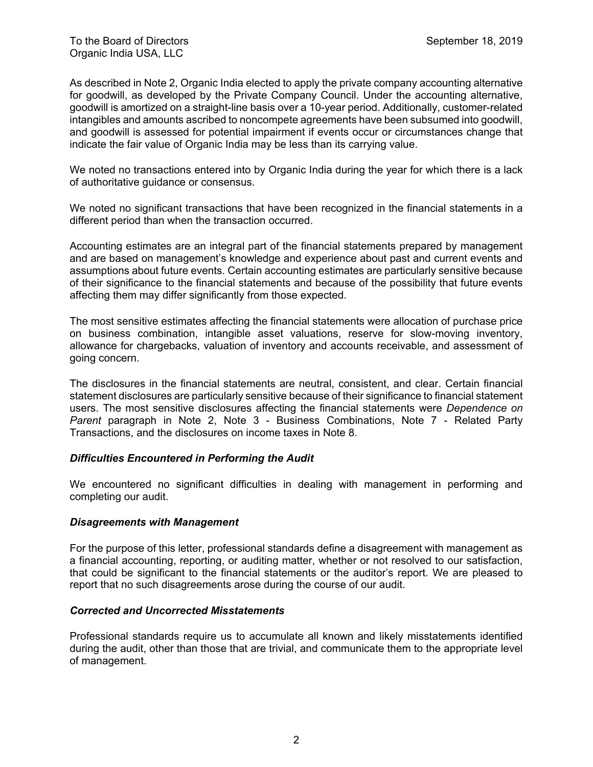To the Board of Directors
Organic India USA, LLC

September 18, 2019

As described in Note 2, Organic India elected to apply the private company accounting alternative for goodwill, as developed by the Private Company Council. Under the accounting alternative, goodwill is amortized on a straight-line basis over a 10-year period. Additionally, customer-related intangibles and amounts ascribed to noncompete agreements have been subsumed into goodwill, and goodwill is assessed for potential impairment if events occur or circumstances change that indicate the fair value of Organic India may be less than its carrying value.

We noted no transactions entered into by Organic India during the year for which there is a lack of authoritative guidance or consensus.

We noted no significant transactions that have been recognized in the financial statements in a different period than when the transaction occurred.

Accounting estimates are an integral part of the financial statements prepared by management and are based on management's knowledge and experience about past and current events and assumptions about future events. Certain accounting estimates are particularly sensitive because of their significance to the financial statements and because of the possibility that future events affecting them may differ significantly from those expected.

The most sensitive estimates affecting the financial statements were allocation of purchase price on business combination, intangible asset valuations, reserve for slow-moving inventory, allowance for chargebacks, valuation of inventory and accounts receivable, and assessment of going concern.

The disclosures in the financial statements are neutral, consistent, and clear. Certain financial statement disclosures are particularly sensitive because of their significance to financial statement users. The most sensitive disclosures affecting the financial statements were *Dependence on Parent* paragraph in Note 2, Note 3 - Business Combinations, Note 7 - Related Party Transactions, and the disclosures on income taxes in Note 8.

### *Difficulties Encountered in Performing the Audit*

We encountered no significant difficulties in dealing with management in performing and completing our audit.

### *Disagreements with Management*

For the purpose of this letter, professional standards define a disagreement with management as a financial accounting, reporting, or auditing matter, whether or not resolved to our satisfaction, that could be significant to the financial statements or the auditor's report. We are pleased to report that no such disagreements arose during the course of our audit.

### *Corrected and Uncorrected Misstatements*

Professional standards require us to accumulate all known and likely misstatements identified during the audit, other than those that are trivial, and communicate them to the appropriate level of management.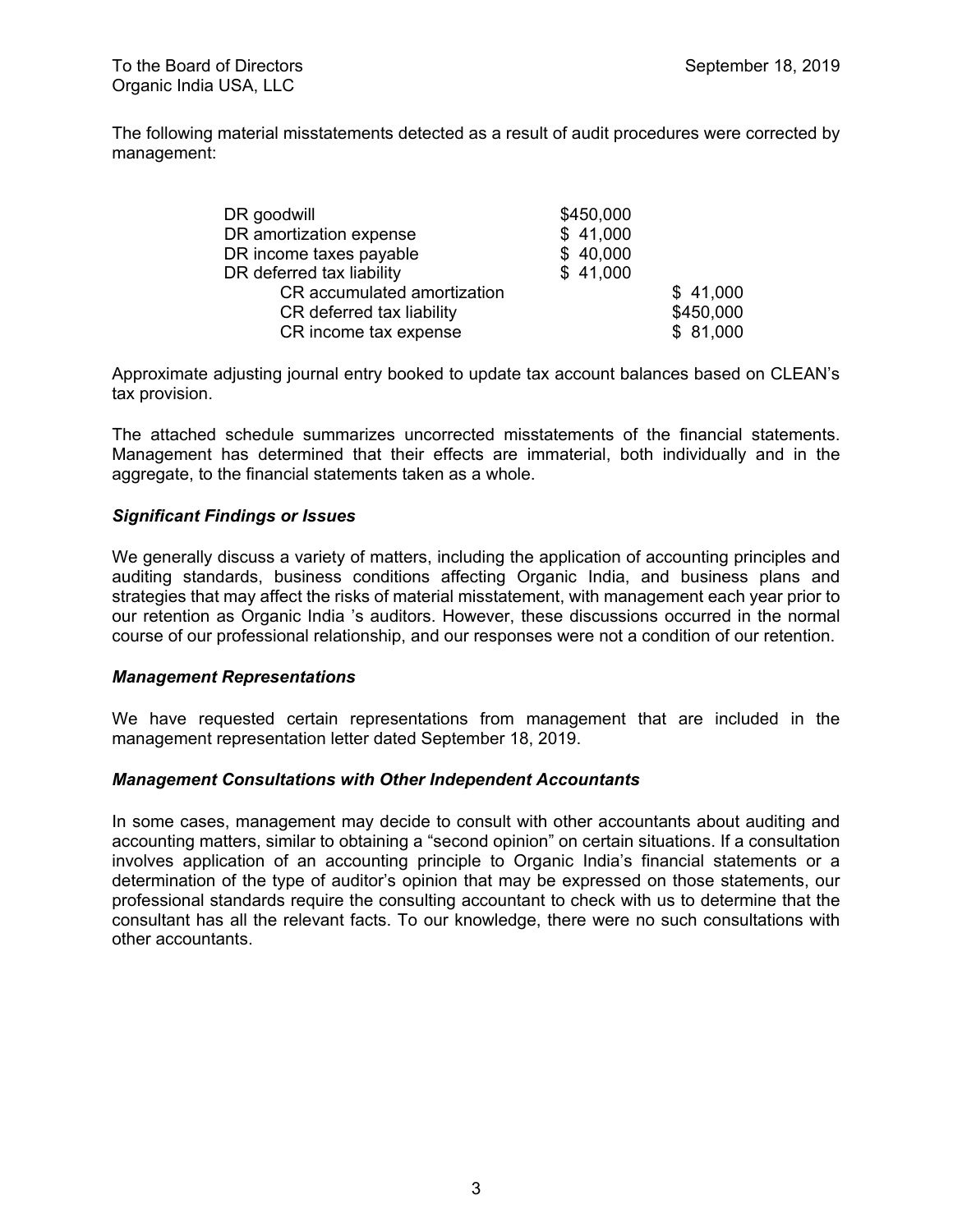To the Board of Directors
Organic India USA, LLC

September 18, 2019

The following material misstatements detected as a result of audit procedures were corrected by management:

| Account | Debit | Credit |
|---|---|---|
| DR goodwill | $450,000 | |
| DR amortization expense | $ 41,000 | |
| DR income taxes payable | $ 40,000 | |
| DR deferred tax liability | $ 41,000 | |
| CR accumulated amortization | | $ 41,000 |
| CR deferred tax liability | | $450,000 |
| CR income tax expense | | $ 81,000 |

Approximate adjusting journal entry booked to update tax account balances based on CLEAN's tax provision.

The attached schedule summarizes uncorrected misstatements of the financial statements. Management has determined that their effects are immaterial, both individually and in the aggregate, to the financial statements taken as a whole.

### *Significant Findings or Issues*

We generally discuss a variety of matters, including the application of accounting principles and auditing standards, business conditions affecting Organic India, and business plans and strategies that may affect the risks of material misstatement, with management each year prior to our retention as Organic India 's auditors. However, these discussions occurred in the normal course of our professional relationship, and our responses were not a condition of our retention.

### *Management Representations*

We have requested certain representations from management that are included in the management representation letter dated September 18, 2019.

### *Management Consultations with Other Independent Accountants*

In some cases, management may decide to consult with other accountants about auditing and accounting matters, similar to obtaining a "second opinion" on certain situations. If a consultation involves application of an accounting principle to Organic India's financial statements or a determination of the type of auditor's opinion that may be expressed on those statements, our professional standards require the consulting accountant to check with us to determine that the consultant has all the relevant facts. To our knowledge, there were no such consultations with other accountants.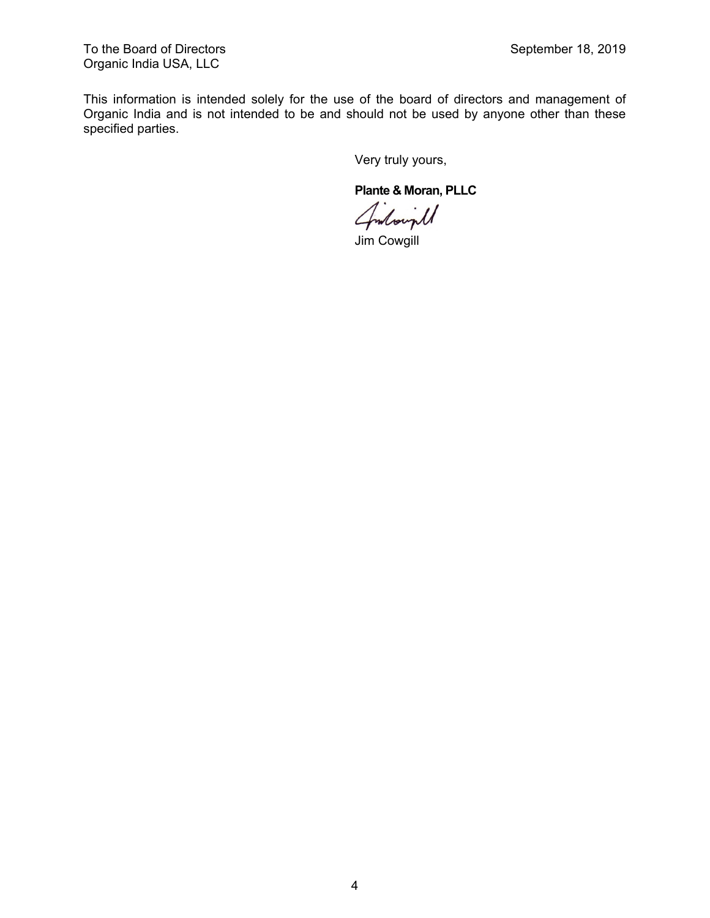To the Board of Directors
Organic India USA, LLC

September 18, 2019

This information is intended solely for the use of the board of directors and management of Organic India and is not intended to be and should not be used by anyone other than these specified parties.

Very truly yours,

**Plante & Moran, PLLC**

Jim Cowgill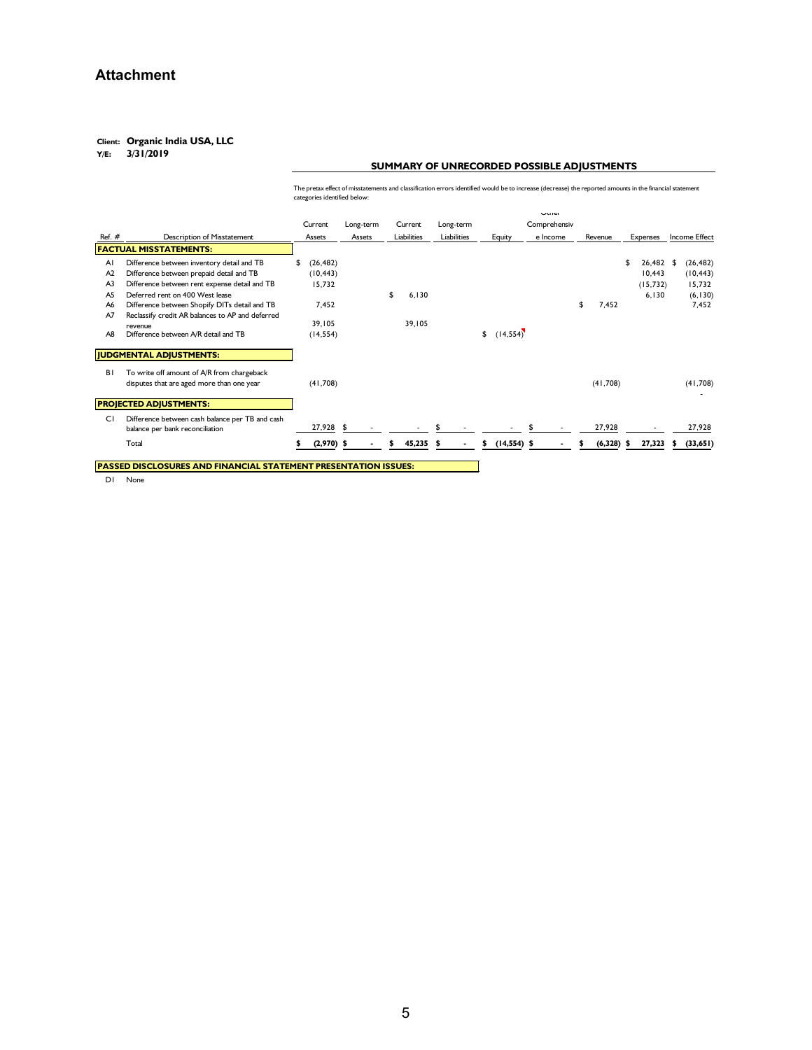# Attachment

**Client:** **Organic India USA, LLC**
**Y/E:** **3/31/2019**

## SUMMARY OF UNRECORDED POSSIBLE ADJUSTMENTS

The pretax effect of misstatements and classification errors identified would be to increase (decrease) the reported amounts in the financial statement categories identified below:

| Ref. # | Description of Misstatement | Current Assets | Long-term Assets | Current Liabilities | Long-term Liabilities | Equity | Other Comprehensive Income | Revenue | Expenses | Income Effect |
|---|---|---|---|---|---|---|---|---|---|---|
| **FACTUAL MISSTATEMENTS:** | | | | | | | | | | |
| A1 | Difference between inventory detail and TB | $ (26,482) | | | | | | | $ 26,482 | $ (26,482) |
| A2 | Difference between prepaid detail and TB | (10,443) | | | | | | | 10,443 | (10,443) |
| A3 | Difference between rent expense detail and TB | 15,732 | | | | | | | (15,732) | 15,732 |
| A5 | Deferred rent on 400 West lease | | | $ 6,130 | | | | | 6,130 | (6,130) |
| A6 | Difference between Shopify DITs detail and TB | 7,452 | | | | | | $ 7,452 | | 7,452 |
| A7 | Reclassify credit AR balances to AP and deferred revenue | 39,105 | | 39,105 | | | | | | |
| A8 | Difference between A/R detail and TB | (14,554) | | | | $ (14,554) | | | | |
| **JUDGMENTAL ADJUSTMENTS:** | | | | | | | | | | |
| B1 | To write off amount of A/R from chargeback disputes that are aged more than one year | (41,708) | | | | | | (41,708) | | (41,708) |
| | | | | | | | | | | - |
| **PROJECTED ADJUSTMENTS:** | | | | | | | | | | |
| C1 | Difference between cash balance per TB and cash balance per bank reconciliation | 27,928 | $ - | - | $ - | - | $ - | 27,928 | - | 27,928 |
| | Total | **$ (2,970)** | **$ -** | **$ 45,235** | **$ -** | **$ (14,554)** | **$ -** | **$ (6,328)** | **$ 27,323** | **$ (33,651)** |

**PASSED DISCLOSURES AND FINANCIAL STATEMENT PRESENTATION ISSUES:**

D1 None